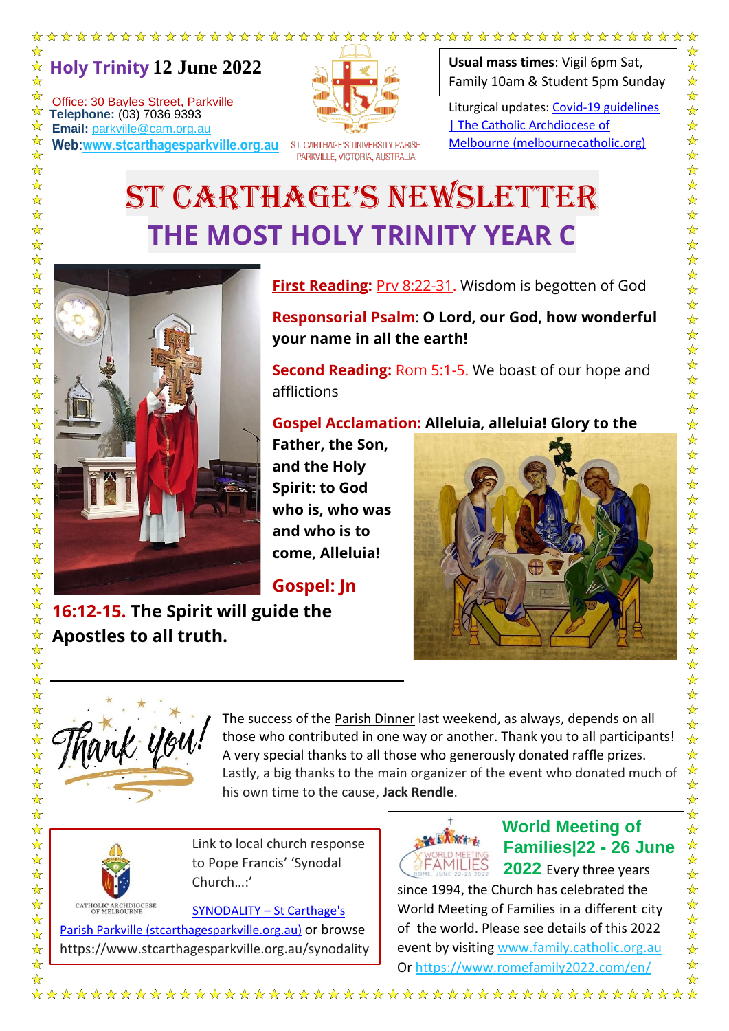**Holy Trinity** 12 June 2022

Office: 30 Bayles Street, Parkville
**Telephone:** (03) 7036 9393
**Email:** parkville@cam.org.au
**Web:** www.stcarthagesparkville.org.au

ST. CARTHAGE'S UNIVERSITY PARISH
PARKVILLE, VICTORIA, AUSTRALIA

**Usual mass times**: Vigil 6pm Sat, Family 10am & Student 5pm Sunday

Liturgical updates: Covid-19 guidelines | The Catholic Archdiocese of Melbourne (melbournecatholic.org)

# ST CARTHAGE'S NEWSLETTER

## THE MOST HOLY TRINITY YEAR C

**First Reading:** Prv 8:22-31. Wisdom is begotten of God

**Responsorial Psalm**: **O Lord, our God, how wonderful your name in all the earth!**

**Second Reading:** Rom 5:1-5. We boast of our hope and afflictions

**Gospel Acclamation:** **Alleluia, alleluia! Glory to the Father, the Son, and the Holy Spirit: to God who is, who was and who is to come, Alleluia!**

**Gospel: Jn 16:12-15. The Spirit will guide the Apostles to all truth.**

---

Thank you!

The success of the Parish Dinner last weekend, as always, depends on all those who contributed in one way or another. Thank you to all participants! A very special thanks to all those who generously donated raffle prizes. Lastly, a big thanks to the main organizer of the event who donated much of his own time to the cause, **Jack Rendle**.

CATHOLIC ARCHDIOCESE OF MELBOURNE

Link to local church response to Pope Francis' 'Synodal Church…:'

SYNODALITY – St Carthage's Parish Parkville (stcarthagesparkville.org.au) or browse https://www.stcarthagesparkville.org.au/synodality

**World Meeting of Families|22 - 26 June 2022** Every three years since 1994, the Church has celebrated the World Meeting of Families in a different city of the world. Please see details of this 2022 event by visiting www.family.catholic.org.au Or https://www.romefamily2022.com/en/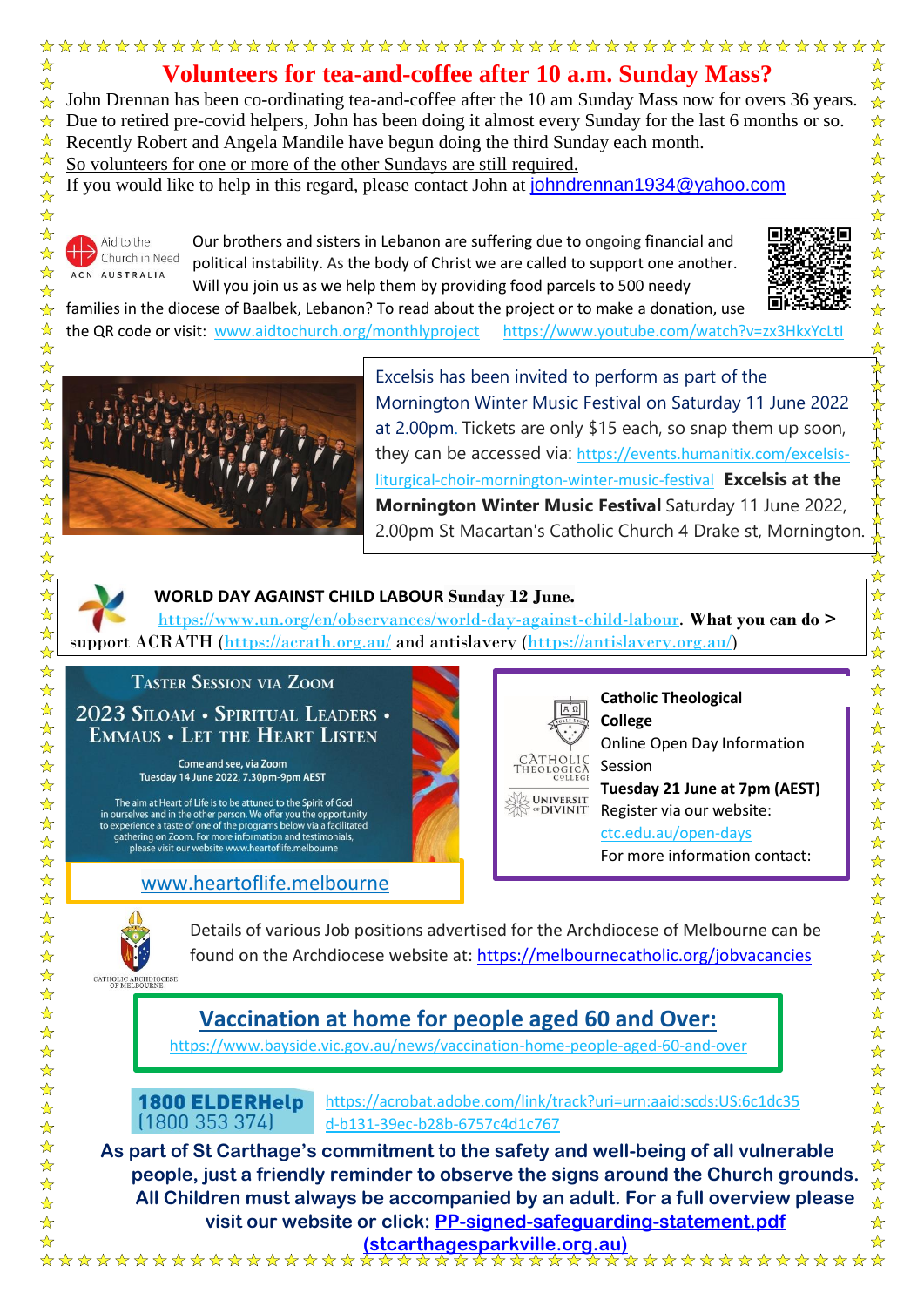# Volunteers for tea-and-coffee after 10 a.m. Sunday Mass?

John Drennan has been co-ordinating tea-and-coffee after the 10 am Sunday Mass now for overs 36 years. Due to retired pre-covid helpers, John has been doing it almost every Sunday for the last 6 months or so. Recently Robert and Angela Mandile have begun doing the third Sunday each month.
So volunteers for one or more of the other Sundays are still required.
If you would like to help in this regard, please contact John at johndrennan1934@yahoo.com

Aid to the Church in Need
ACN AUSTRALIA

Our brothers and sisters in Lebanon are suffering due to ongoing financial and political instability. As the body of Christ we are called to support one another. Will you join us as we help them by providing food parcels to 500 needy families in the diocese of Baalbek, Lebanon? To read about the project or to make a donation, use the QR code or visit: www.aidtochurch.org/monthlyproject https://www.youtube.com/watch?v=zx3HkxYcLtI

Excelsis has been invited to perform as part of the Mornington Winter Music Festival on Saturday 11 June 2022 at 2.00pm. Tickets are only $15 each, so snap them up soon, they can be accessed via: https://events.humanitix.com/excelsis-liturgical-choir-mornington-winter-music-festival **Excelsis at the Mornington Winter Music Festival** Saturday 11 June 2022, 2.00pm St Macartan's Catholic Church 4 Drake st, Mornington.

**WORLD DAY AGAINST CHILD LABOUR Sunday 12 June.**
https://www.un.org/en/observances/world-day-against-child-labour. **What you can do >** support ACRATH (https://acrath.org.au/) and antislavery (https://antislavery.org.au/)

**Taster Session via Zoom**

**2023 Siloam • Spiritual Leaders • Emmaus • Let the Heart Listen**

Come and see, via Zoom
Tuesday 14 June 2022, 7.30pm-9pm AEST

The aim at Heart of Life is to be attuned to the Spirit of God in ourselves and in the other person. We offer you the opportunity to experience a taste of one of the programs below via a facilitated gathering on Zoom. For more information and testimonials, please visit our website www.heartoflife.melbourne

www.heartoflife.melbourne

**Catholic Theological College**
Online Open Day Information Session
**Tuesday 21 June at 7pm (AEST)**
Register via our website:
ctc.edu.au/open-days
For more information contact:

Details of various Job positions advertised for the Archdiocese of Melbourne can be found on the Archdiocese website at: https://melbournecatholic.org/jobvacancies

## Vaccination at home for people aged 60 and Over:

https://www.bayside.vic.gov.au/news/vaccination-home-people-aged-60-and-over

**1800 ELDERHelp**
(1800 353 374)
https://acrobat.adobe.com/link/track?uri=urn:aaid:scds:US:6c1dc35d-b131-39ec-b28b-6757c4d1c767

**As part of St Carthage's commitment to the safety and well-being of all vulnerable people, just a friendly reminder to observe the signs around the Church grounds. All Children must always be accompanied by an adult. For a full overview please visit our website or click: PP-signed-safeguarding-statement.pdf (stcarthagesparkville.org.au)**